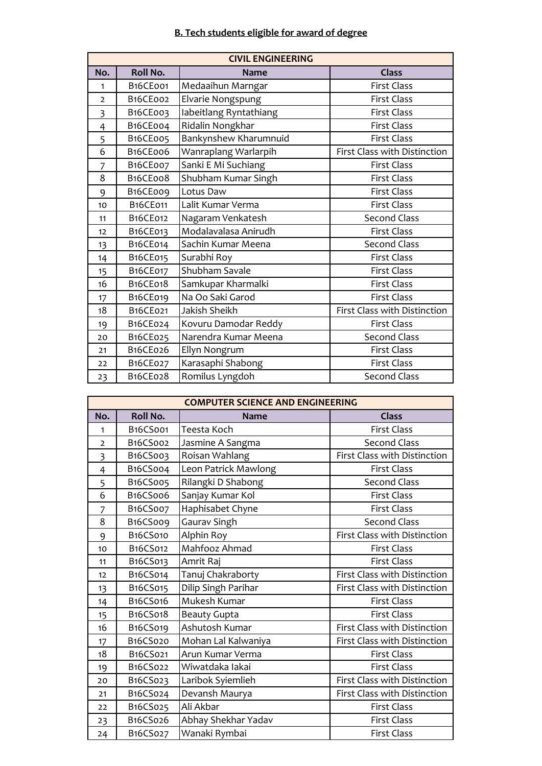## B. Tech students eligible for award of degree

| CIVIL ENGINEERING | | | |
|---|---|---|---|
| **No.** | **Roll No.** | **Name** | **Class** |
| 1 | B16CE001 | Medaaihun Marngar | First Class |
| 2 | B16CE002 | Elvarie Nongspung | First Class |
| 3 | B16CE003 | Iabeitlang Ryntathiang | First Class |
| 4 | B16CE004 | Ridalin Nongkhar | First Class |
| 5 | B16CE005 | Bankynshew Kharumnuid | First Class |
| 6 | B16CE006 | Wanraplang Warlarpih | First Class with Distinction |
| 7 | B16CE007 | Sanki E Mi Suchiang | First Class |
| 8 | B16CE008 | Shubham Kumar Singh | First Class |
| 9 | B16CE009 | Lotus Daw | First Class |
| 10 | B16CE011 | Lalit Kumar Verma | First Class |
| 11 | B16CE012 | Nagaram Venkatesh | Second Class |
| 12 | B16CE013 | Modalavalasa Anirudh | First Class |
| 13 | B16CE014 | Sachin Kumar Meena | Second Class |
| 14 | B16CE015 | Surabhi Roy | First Class |
| 15 | B16CE017 | Shubham Savale | First Class |
| 16 | B16CE018 | Samkupar Kharmalki | First Class |
| 17 | B16CE019 | Na Oo Saki Garod | First Class |
| 18 | B16CE021 | Jakish Sheikh | First Class with Distinction |
| 19 | B16CE024 | Kovuru Damodar Reddy | First Class |
| 20 | B16CE025 | Narendra Kumar Meena | Second Class |
| 21 | B16CE026 | Ellyn Nongrum | First Class |
| 22 | B16CE027 | Karasaphi Shabong | First Class |
| 23 | B16CE028 | Romilus Lyngdoh | Second Class |

| COMPUTER SCIENCE AND ENGINEERING | | | |
|---|---|---|---|
| **No.** | **Roll No.** | **Name** | **Class** |
| 1 | B16CS001 | Teesta Koch | First Class |
| 2 | B16CS002 | Jasmine A Sangma | Second Class |
| 3 | B16CS003 | Roisan Wahlang | First Class with Distinction |
| 4 | B16CS004 | Leon Patrick Mawlong | First Class |
| 5 | B16CS005 | Rilangki D Shabong | Second Class |
| 6 | B16CS006 | Sanjay Kumar Kol | First Class |
| 7 | B16CS007 | Haphisabet Chyne | First Class |
| 8 | B16CS009 | Gaurav Singh | Second Class |
| 9 | B16CS010 | Alphin Roy | First Class with Distinction |
| 10 | B16CS012 | Mahfooz Ahmad | First Class |
| 11 | B16CS013 | Amrit Raj | First Class |
| 12 | B16CS014 | Tanuj Chakraborty | First Class with Distinction |
| 13 | B16CS015 | Dilip Singh Parihar | First Class with Distinction |
| 14 | B16CS016 | Mukesh Kumar | First Class |
| 15 | B16CS018 | Beauty Gupta | First Class |
| 16 | B16CS019 | Ashutosh Kumar | First Class with Distinction |
| 17 | B16CS020 | Mohan Lal Kalwaniya | First Class with Distinction |
| 18 | B16CS021 | Arun Kumar Verma | First Class |
| 19 | B16CS022 | Wiwatdaka Iakai | First Class |
| 20 | B16CS023 | Laribok Syiemlieh | First Class with Distinction |
| 21 | B16CS024 | Devansh Maurya | First Class with Distinction |
| 22 | B16CS025 | Ali Akbar | First Class |
| 23 | B16CS026 | Abhay Shekhar Yadav | First Class |
| 24 | B16CS027 | Wanaki Rymbai | First Class |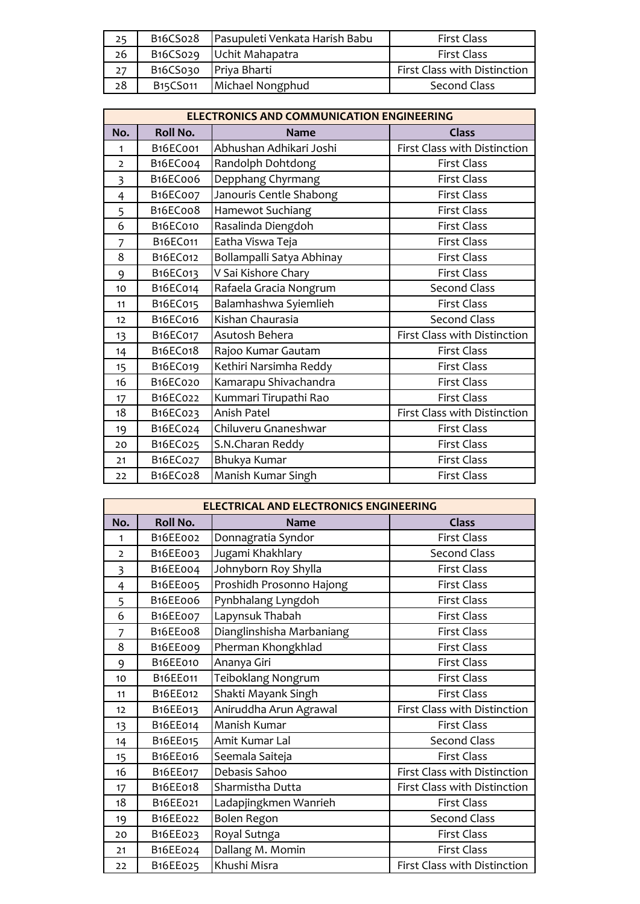| No. | Roll No. | Name | Class |
|---|---|---|---|
| 25 | B16CS028 | Pasupuleti Venkata Harish Babu | First Class |
| 26 | B16CS029 | Uchit Mahapatra | First Class |
| 27 | B16CS030 | Priya Bharti | First Class with Distinction |
| 28 | B15CS011 | Michael Nongphud | Second Class |

| ELECTRONICS AND COMMUNICATION ENGINEERING | | | |
|---|---|---|---|
| **No.** | **Roll No.** | **Name** | **Class** |
| 1 | B16EC001 | Abhushan Adhikari Joshi | First Class with Distinction |
| 2 | B16EC004 | Randolph Dohtdong | First Class |
| 3 | B16EC006 | Depphang Chyrmang | First Class |
| 4 | B16EC007 | Janouris Centle Shabong | First Class |
| 5 | B16EC008 | Hamewot Suchiang | First Class |
| 6 | B16EC010 | Rasalinda Diengdoh | First Class |
| 7 | B16EC011 | Eatha Viswa Teja | First Class |
| 8 | B16EC012 | Bollampalli Satya Abhinay | First Class |
| 9 | B16EC013 | V Sai Kishore Chary | First Class |
| 10 | B16EC014 | Rafaela Gracia Nongrum | Second Class |
| 11 | B16EC015 | Balamhashwa Syiemlieh | First Class |
| 12 | B16EC016 | Kishan Chaurasia | Second Class |
| 13 | B16EC017 | Asutosh Behera | First Class with Distinction |
| 14 | B16EC018 | Rajoo Kumar Gautam | First Class |
| 15 | B16EC019 | Kethiri Narsimha Reddy | First Class |
| 16 | B16EC020 | Kamarapu Shivachandra | First Class |
| 17 | B16EC022 | Kummari Tirupathi Rao | First Class |
| 18 | B16EC023 | Anish Patel | First Class with Distinction |
| 19 | B16EC024 | Chiluveru Gnaneshwar | First Class |
| 20 | B16EC025 | S.N.Charan Reddy | First Class |
| 21 | B16EC027 | Bhukya Kumar | First Class |
| 22 | B16EC028 | Manish Kumar Singh | First Class |

| ELECTRICAL AND ELECTRONICS ENGINEERING | | | |
|---|---|---|---|
| **No.** | **Roll No.** | **Name** | **Class** |
| 1 | B16EE002 | Donnagratia Syndor | First Class |
| 2 | B16EE003 | Jugami Khakhlary | Second Class |
| 3 | B16EE004 | Johnyborn Roy Shylla | First Class |
| 4 | B16EE005 | Proshidh Prosonno Hajong | First Class |
| 5 | B16EE006 | Pynbhalang Lyngdoh | First Class |
| 6 | B16EE007 | Lapynsuk Thabah | First Class |
| 7 | B16EE008 | Dianglinshisha Marbaniang | First Class |
| 8 | B16EE009 | Pherman Khongkhlad | First Class |
| 9 | B16EE010 | Ananya Giri | First Class |
| 10 | B16EE011 | Teiboklang Nongrum | First Class |
| 11 | B16EE012 | Shakti Mayank Singh | First Class |
| 12 | B16EE013 | Aniruddha Arun Agrawal | First Class with Distinction |
| 13 | B16EE014 | Manish Kumar | First Class |
| 14 | B16EE015 | Amit Kumar Lal | Second Class |
| 15 | B16EE016 | Seemala Saiteja | First Class |
| 16 | B16EE017 | Debasis Sahoo | First Class with Distinction |
| 17 | B16EE018 | Sharmistha Dutta | First Class with Distinction |
| 18 | B16EE021 | Ladapjingkmen Wanrieh | First Class |
| 19 | B16EE022 | Bolen Regon | Second Class |
| 20 | B16EE023 | Royal Sutnga | First Class |
| 21 | B16EE024 | Dallang M. Momin | First Class |
| 22 | B16EE025 | Khushi Misra | First Class with Distinction |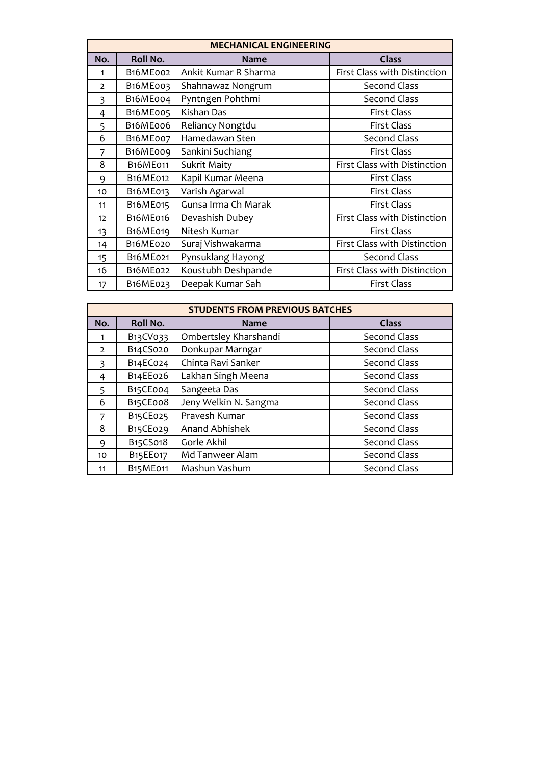| MECHANICAL ENGINEERING | | | |
|---|---|---|---|
| **No.** | **Roll No.** | **Name** | **Class** |
| 1 | B16ME002 | Ankit Kumar R Sharma | First Class with Distinction |
| 2 | B16ME003 | Shahnawaz Nongrum | Second Class |
| 3 | B16ME004 | Pyntngen Pohthmi | Second Class |
| 4 | B16ME005 | Kishan Das | First Class |
| 5 | B16ME006 | Reliancy Nongtdu | First Class |
| 6 | B16ME007 | Hamedawan Sten | Second Class |
| 7 | B16ME009 | Sankini Suchiang | First Class |
| 8 | B16ME011 | Sukrit Maity | First Class with Distinction |
| 9 | B16ME012 | Kapil Kumar Meena | First Class |
| 10 | B16ME013 | Varish Agarwal | First Class |
| 11 | B16ME015 | Gunsa Irma Ch Marak | First Class |
| 12 | B16ME016 | Devashish Dubey | First Class with Distinction |
| 13 | B16ME019 | Nitesh Kumar | First Class |
| 14 | B16ME020 | Suraj Vishwakarma | First Class with Distinction |
| 15 | B16ME021 | Pynsuklang Hayong | Second Class |
| 16 | B16ME022 | Koustubh Deshpande | First Class with Distinction |
| 17 | B16ME023 | Deepak Kumar Sah | First Class |

| STUDENTS FROM PREVIOUS BATCHES | | | |
|---|---|---|---|
| **No.** | **Roll No.** | **Name** | **Class** |
| 1 | B13CV033 | Ombertsley Kharshandi | Second Class |
| 2 | B14CS020 | Donkupar Marngar | Second Class |
| 3 | B14EC024 | Chinta Ravi Sanker | Second Class |
| 4 | B14EE026 | Lakhan Singh Meena | Second Class |
| 5 | B15CE004 | Sangeeta Das | Second Class |
| 6 | B15CE008 | Jeny Welkin N. Sangma | Second Class |
| 7 | B15CE025 | Pravesh Kumar | Second Class |
| 8 | B15CE029 | Anand Abhishek | Second Class |
| 9 | B15CS018 | Gorle Akhil | Second Class |
| 10 | B15EE017 | Md Tanweer Alam | Second Class |
| 11 | B15ME011 | Mashun Vashum | Second Class |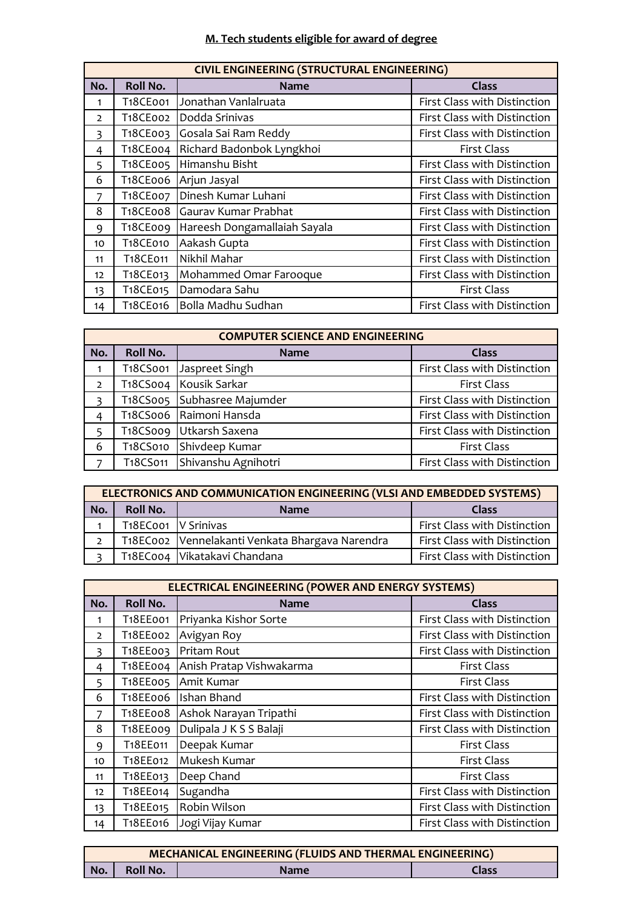## M. Tech students eligible for award of degree

| CIVIL ENGINEERING (STRUCTURAL ENGINEERING) | | | |
|---|---|---|---|
| No. | Roll No. | Name | Class |
| 1 | T18CE001 | Jonathan Vanlalruata | First Class with Distinction |
| 2 | T18CE002 | Dodda Srinivas | First Class with Distinction |
| 3 | T18CE003 | Gosala Sai Ram Reddy | First Class with Distinction |
| 4 | T18CE004 | Richard Badonbok Lyngkhoi | First Class |
| 5 | T18CE005 | Himanshu Bisht | First Class with Distinction |
| 6 | T18CE006 | Arjun Jasyal | First Class with Distinction |
| 7 | T18CE007 | Dinesh Kumar Luhani | First Class with Distinction |
| 8 | T18CE008 | Gaurav Kumar Prabhat | First Class with Distinction |
| 9 | T18CE009 | Hareesh Dongamallaiah Sayala | First Class with Distinction |
| 10 | T18CE010 | Aakash Gupta | First Class with Distinction |
| 11 | T18CE011 | Nikhil Mahar | First Class with Distinction |
| 12 | T18CE013 | Mohammed Omar Farooque | First Class with Distinction |
| 13 | T18CE015 | Damodara Sahu | First Class |
| 14 | T18CE016 | Bolla Madhu Sudhan | First Class with Distinction |

| COMPUTER SCIENCE AND ENGINEERING | | | |
|---|---|---|---|
| No. | Roll No. | Name | Class |
| 1 | T18CS001 | Jaspreet Singh | First Class with Distinction |
| 2 | T18CS004 | Kousik Sarkar | First Class |
| 3 | T18CS005 | Subhasree Majumder | First Class with Distinction |
| 4 | T18CS006 | Raimoni Hansda | First Class with Distinction |
| 5 | T18CS009 | Utkarsh Saxena | First Class with Distinction |
| 6 | T18CS010 | Shivdeep Kumar | First Class |
| 7 | T18CS011 | Shivanshu Agnihotri | First Class with Distinction |

| ELECTRONICS AND COMMUNICATION ENGINEERING (VLSI AND EMBEDDED SYSTEMS) | | | |
|---|---|---|---|
| No. | Roll No. | Name | Class |
| 1 | T18EC001 | V Srinivas | First Class with Distinction |
| 2 | T18EC002 | Vennelakanti Venkata Bhargava Narendra | First Class with Distinction |
| 3 | T18EC004 | Vikatakavi Chandana | First Class with Distinction |

| ELECTRICAL ENGINEERING (POWER AND ENERGY SYSTEMS) | | | |
|---|---|---|---|
| No. | Roll No. | Name | Class |
| 1 | T18EE001 | Priyanka Kishor Sorte | First Class with Distinction |
| 2 | T18EE002 | Avigyan Roy | First Class with Distinction |
| 3 | T18EE003 | Pritam Rout | First Class with Distinction |
| 4 | T18EE004 | Anish Pratap Vishwakarma | First Class |
| 5 | T18EE005 | Amit Kumar | First Class |
| 6 | T18EE006 | Ishan Bhand | First Class with Distinction |
| 7 | T18EE008 | Ashok Narayan Tripathi | First Class with Distinction |
| 8 | T18EE009 | Dulipala J K S S Balaji | First Class with Distinction |
| 9 | T18EE011 | Deepak Kumar | First Class |
| 10 | T18EE012 | Mukesh Kumar | First Class |
| 11 | T18EE013 | Deep Chand | First Class |
| 12 | T18EE014 | Sugandha | First Class with Distinction |
| 13 | T18EE015 | Robin Wilson | First Class with Distinction |
| 14 | T18EE016 | Jogi Vijay Kumar | First Class with Distinction |

| MECHANICAL ENGINEERING (FLUIDS AND THERMAL ENGINEERING) | | | |
|---|---|---|---|
| No. | Roll No. | Name | Class |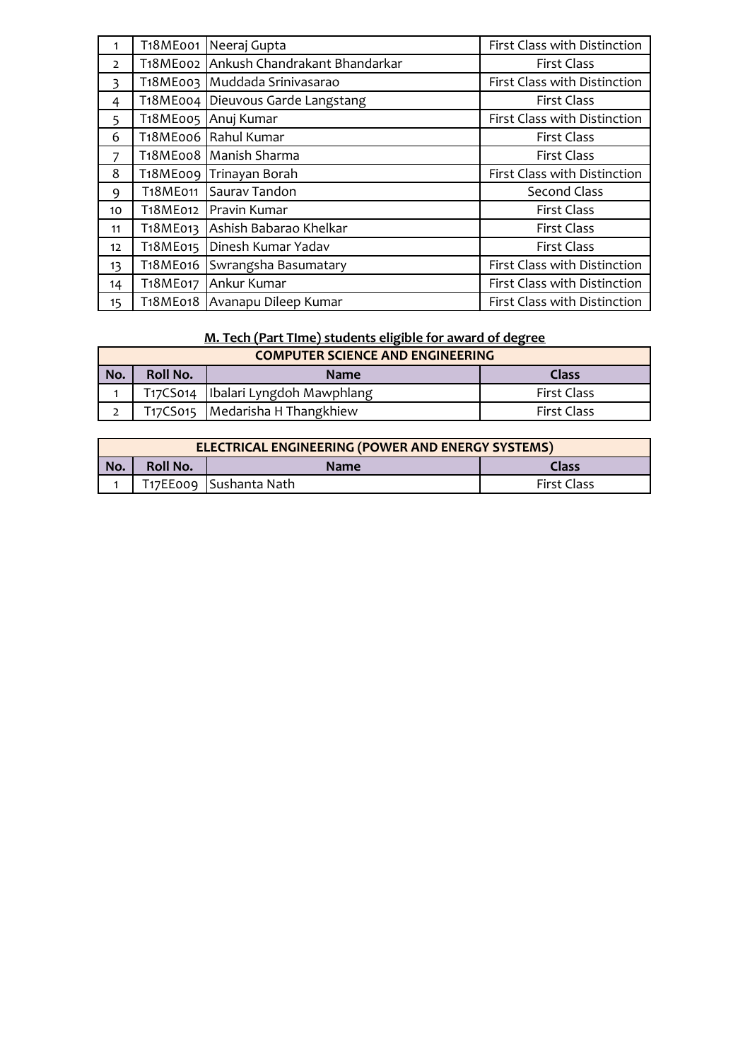| | | | |
|---|---|---|---|
| 1 | T18ME001 | Neeraj Gupta | First Class with Distinction |
| 2 | T18ME002 | Ankush Chandrakant Bhandarkar | First Class |
| 3 | T18ME003 | Muddada Srinivasarao | First Class with Distinction |
| 4 | T18ME004 | Dieuvous Garde Langstang | First Class |
| 5 | T18ME005 | Anuj Kumar | First Class with Distinction |
| 6 | T18ME006 | Rahul Kumar | First Class |
| 7 | T18ME008 | Manish Sharma | First Class |
| 8 | T18ME009 | Trinayan Borah | First Class with Distinction |
| 9 | T18ME011 | Saurav Tandon | Second Class |
| 10 | T18ME012 | Pravin Kumar | First Class |
| 11 | T18ME013 | Ashish Babarao Khelkar | First Class |
| 12 | T18ME015 | Dinesh Kumar Yadav | First Class |
| 13 | T18ME016 | Swrangsha Basumatary | First Class with Distinction |
| 14 | T18ME017 | Ankur Kumar | First Class with Distinction |
| 15 | T18ME018 | Avanapu Dileep Kumar | First Class with Distinction |

**M. Tech (Part TIme) students eligible for award of degree**

| COMPUTER SCIENCE AND ENGINEERING | | | |
|---|---|---|---|
| **No.** | **Roll No.** | **Name** | **Class** |
| 1 | T17CS014 | Ibalari Lyngdoh Mawphlang | First Class |
| 2 | T17CS015 | Medarisha H Thangkhiew | First Class |

| ELECTRICAL ENGINEERING (POWER AND ENERGY SYSTEMS) | | | |
|---|---|---|---|
| **No.** | **Roll No.** | **Name** | **Class** |
| 1 | T17EE009 | Sushanta Nath | First Class |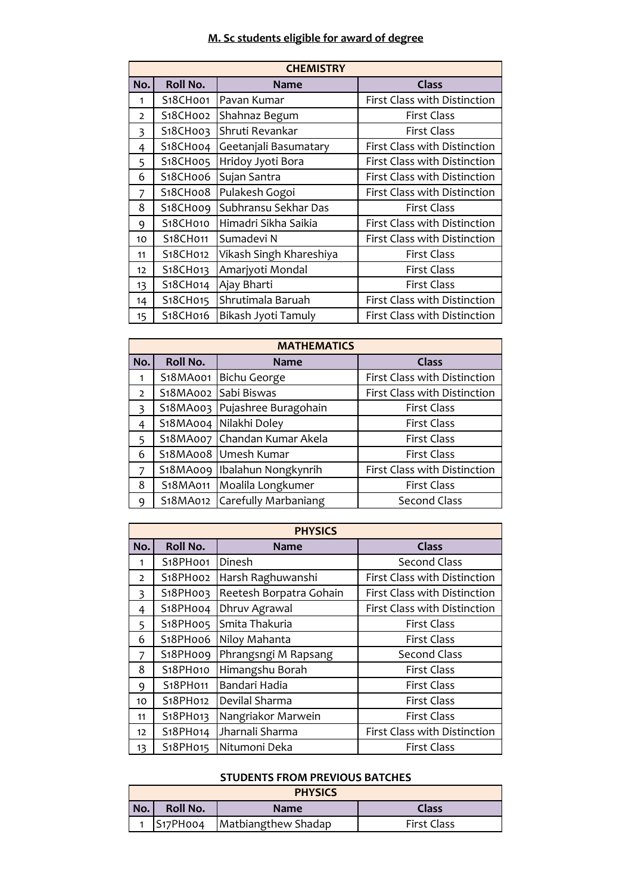## M. Sc students eligible for award of degree

| CHEMISTRY | | | |
|---|---|---|---|
| **No.** | **Roll No.** | **Name** | **Class** |
| 1 | S18CH001 | Pavan Kumar | First Class with Distinction |
| 2 | S18CH002 | Shahnaz Begum | First Class |
| 3 | S18CH003 | Shruti Revankar | First Class |
| 4 | S18CH004 | Geetanjali Basumatary | First Class with Distinction |
| 5 | S18CH005 | Hridoy Jyoti Bora | First Class with Distinction |
| 6 | S18CH006 | Sujan Santra | First Class with Distinction |
| 7 | S18CH008 | Pulakesh Gogoi | First Class with Distinction |
| 8 | S18CH009 | Subhransu Sekhar Das | First Class |
| 9 | S18CH010 | Himadri Sikha Saikia | First Class with Distinction |
| 10 | S18CH011 | Sumadevi N | First Class with Distinction |
| 11 | S18CH012 | Vikash Singh Khareshiya | First Class |
| 12 | S18CH013 | Amarjyoti Mondal | First Class |
| 13 | S18CH014 | Ajay Bharti | First Class |
| 14 | S18CH015 | Shrutimala Baruah | First Class with Distinction |
| 15 | S18CH016 | Bikash Jyoti Tamuly | First Class with Distinction |

| MATHEMATICS | | | |
|---|---|---|---|
| **No.** | **Roll No.** | **Name** | **Class** |
| 1 | S18MA001 | Bichu George | First Class with Distinction |
| 2 | S18MA002 | Sabi Biswas | First Class with Distinction |
| 3 | S18MA003 | Pujashree Buragohain | First Class |
| 4 | S18MA004 | Nilakhi Doley | First Class |
| 5 | S18MA007 | Chandan Kumar Akela | First Class |
| 6 | S18MA008 | Umesh Kumar | First Class |
| 7 | S18MA009 | Ibalahun Nongkynrih | First Class with Distinction |
| 8 | S18MA011 | Moalila Longkumer | First Class |
| 9 | S18MA012 | Carefully Marbaniang | Second Class |

| PHYSICS | | | |
|---|---|---|---|
| **No.** | **Roll No.** | **Name** | **Class** |
| 1 | S18PH001 | Dinesh | Second Class |
| 2 | S18PH002 | Harsh Raghuwanshi | First Class with Distinction |
| 3 | S18PH003 | Reetesh Borpatra Gohain | First Class with Distinction |
| 4 | S18PH004 | Dhruv Agrawal | First Class with Distinction |
| 5 | S18PH005 | Smita Thakuria | First Class |
| 6 | S18PH006 | Niloy Mahanta | First Class |
| 7 | S18PH009 | Phrangsngi M Rapsang | Second Class |
| 8 | S18PH010 | Himangshu Borah | First Class |
| 9 | S18PH011 | Bandari Hadia | First Class |
| 10 | S18PH012 | Devilal Sharma | First Class |
| 11 | S18PH013 | Nangriakor Marwein | First Class |
| 12 | S18PH014 | Jharnali Sharma | First Class with Distinction |
| 13 | S18PH015 | Nitumoni Deka | First Class |

### STUDENTS FROM PREVIOUS BATCHES

| PHYSICS | | | |
|---|---|---|---|
| **No.** | **Roll No.** | **Name** | **Class** |
| 1 | S17PH004 | Matbiangthew Shadap | First Class |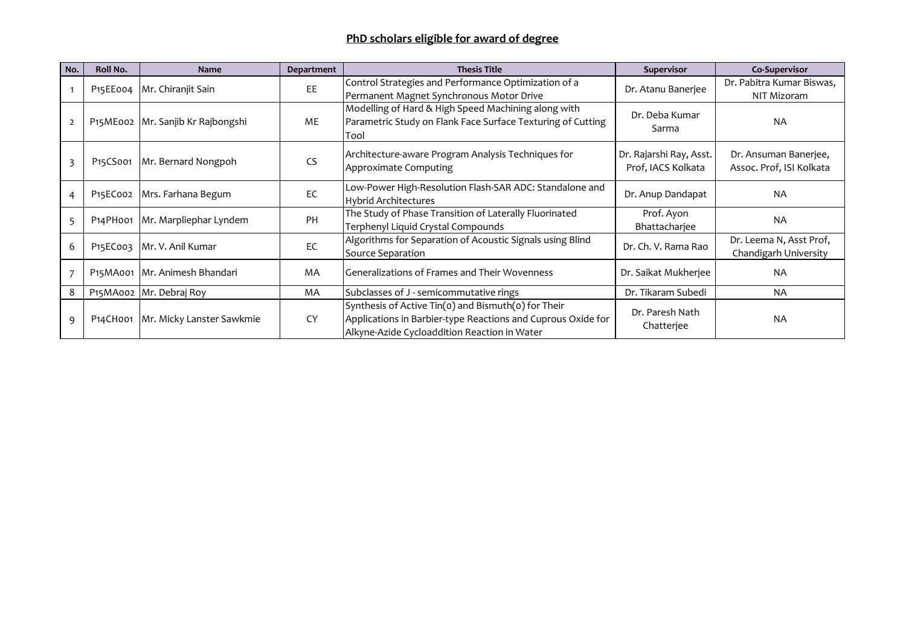## PhD scholars eligible for award of degree

| No. | Roll No. | Name | Department | Thesis Title | Supervisor | Co-Supervisor |
|---|---|---|---|---|---|---|
| 1 | P15EE004 | Mr. Chiranjit Sain | EE | Control Strategies and Performance Optimization of a Permanent Magnet Synchronous Motor Drive | Dr. Atanu Banerjee | Dr. Pabitra Kumar Biswas, NIT Mizoram |
| 2 | P15ME002 | Mr. Sanjib Kr Rajbongshi | ME | Modelling of Hard & High Speed Machining along with Parametric Study on Flank Face Surface Texturing of Cutting Tool | Dr. Deba Kumar Sarma | NA |
| 3 | P15CS001 | Mr. Bernard Nongpoh | CS | Architecture-aware Program Analysis Techniques for Approximate Computing | Dr. Rajarshi Ray, Asst. Prof, IACS Kolkata | Dr. Ansuman Banerjee, Assoc. Prof, ISI Kolkata |
| 4 | P15EC002 | Mrs. Farhana Begum | EC | Low-Power High-Resolution Flash-SAR ADC: Standalone and Hybrid Architectures | Dr. Anup Dandapat | NA |
| 5 | P14PH001 | Mr. Marpliephar Lyndem | PH | The Study of Phase Transition of Laterally Fluorinated Terphenyl Liquid Crystal Compounds | Prof. Ayon Bhattacharjee | NA |
| 6 | P15EC003 | Mr. V. Anil Kumar | EC | Algorithms for Separation of Acoustic Signals using Blind Source Separation | Dr. Ch. V. Rama Rao | Dr. Leema N, Asst Prof, Chandigarh University |
| 7 | P15MA001 | Mr. Animesh Bhandari | MA | Generalizations of Frames and Their Wovenness | Dr. Saikat Mukherjee | NA |
| 8 | P15MA002 | Mr. Debraj Roy | MA | Subclasses of J - semicommutative rings | Dr. Tikaram Subedi | NA |
| 9 | P14CH001 | Mr. Micky Lanster Sawkmie | CY | Synthesis of Active Tin(0) and Bismuth(0) for Their Applications in Barbier-type Reactions and Cuprous Oxide for Alkyne-Azide Cycloaddition Reaction in Water | Dr. Paresh Nath Chatterjee | NA |